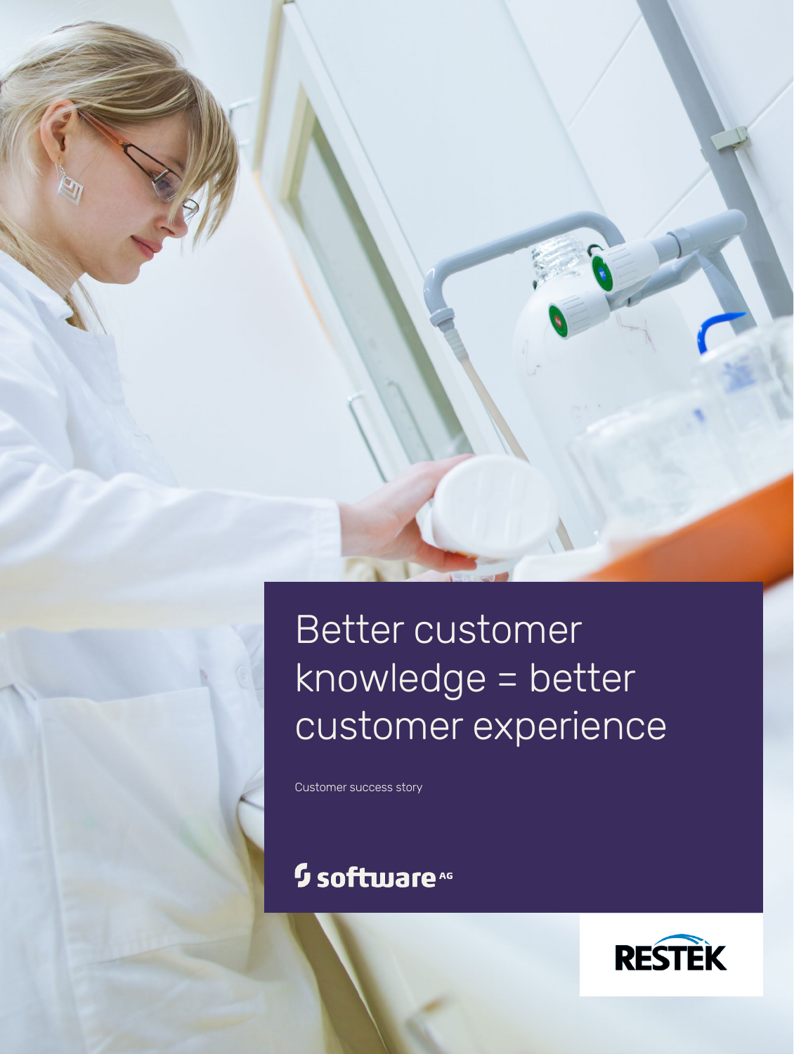# Better customer knowledge = better customer experience

Customer success story

software AG

RESTEK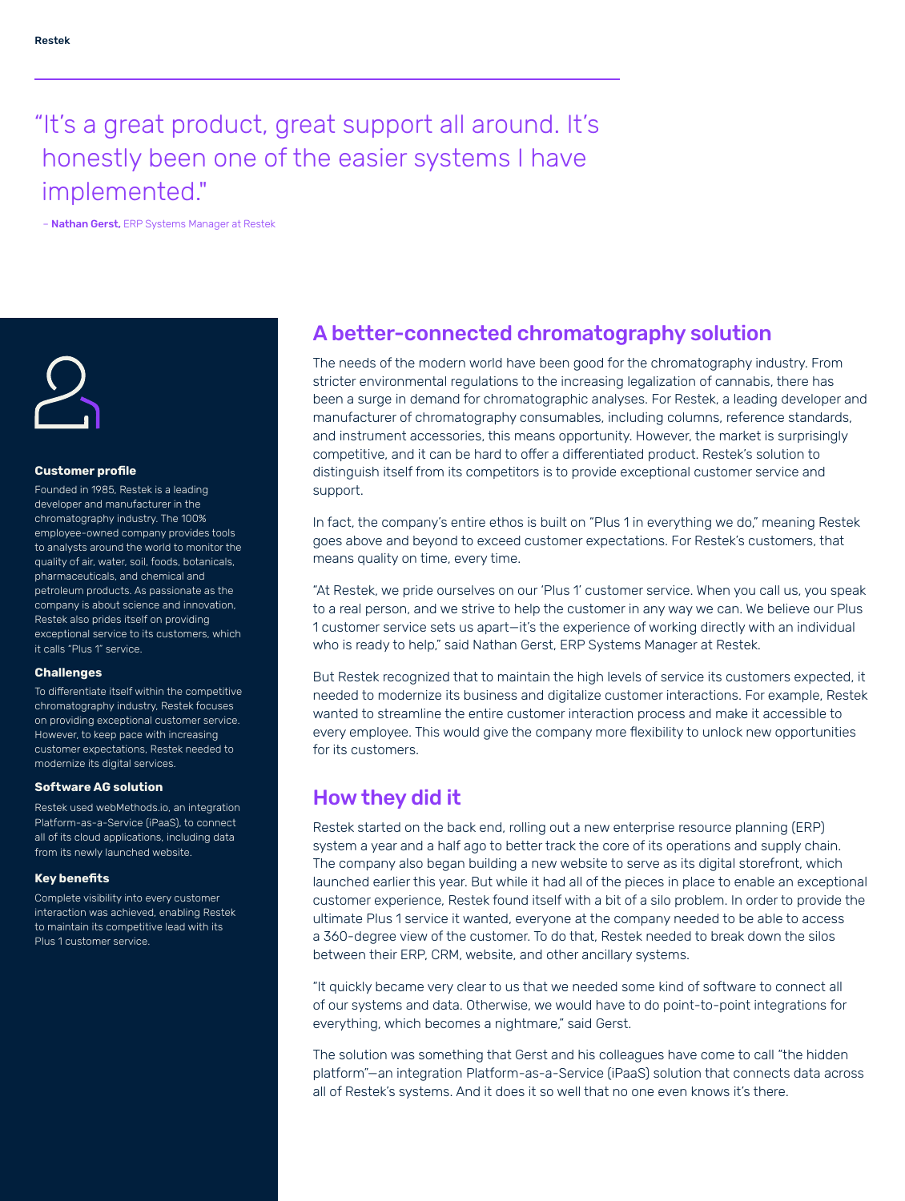> “It’s a great product, great support all around. It’s honestly been one of the easier systems I have implemented.”
>
> – **Nathan Gerst,** ERP Systems Manager at Restek

**Customer profile**

Founded in 1985, Restek is a leading developer and manufacturer in the chromatography industry. The 100% employee-owned company provides tools to analysts around the world to monitor the quality of air, water, soil, foods, botanicals, pharmaceuticals, and chemical and petroleum products. As passionate as the company is about science and innovation, Restek also prides itself on providing exceptional service to its customers, which it calls “Plus 1” service.

**Challenges**

To differentiate itself within the competitive chromatography industry, Restek focuses on providing exceptional customer service. However, to keep pace with increasing customer expectations, Restek needed to modernize its digital services.

**Software AG solution**

Restek used webMethods.io, an integration Platform-as-a-Service (iPaaS), to connect all of its cloud applications, including data from its newly launched website.

**Key benefits**

Complete visibility into every customer interaction was achieved, enabling Restek to maintain its competitive lead with its Plus 1 customer service.

## A better-connected chromatography solution

The needs of the modern world have been good for the chromatography industry. From stricter environmental regulations to the increasing legalization of cannabis, there has been a surge in demand for chromatographic analyses. For Restek, a leading developer and manufacturer of chromatography consumables, including columns, reference standards, and instrument accessories, this means opportunity. However, the market is surprisingly competitive, and it can be hard to offer a differentiated product. Restek’s solution to distinguish itself from its competitors is to provide exceptional customer service and support.

In fact, the company’s entire ethos is built on “Plus 1 in everything we do,” meaning Restek goes above and beyond to exceed customer expectations. For Restek’s customers, that means quality on time, every time.

“At Restek, we pride ourselves on our ‘Plus 1’ customer service. When you call us, you speak to a real person, and we strive to help the customer in any way we can. We believe our Plus 1 customer service sets us apart—it’s the experience of working directly with an individual who is ready to help,” said Nathan Gerst, ERP Systems Manager at Restek.

But Restek recognized that to maintain the high levels of service its customers expected, it needed to modernize its business and digitalize customer interactions. For example, Restek wanted to streamline the entire customer interaction process and make it accessible to every employee. This would give the company more flexibility to unlock new opportunities for its customers.

## How they did it

Restek started on the back end, rolling out a new enterprise resource planning (ERP) system a year and a half ago to better track the core of its operations and supply chain. The company also began building a new website to serve as its digital storefront, which launched earlier this year. But while it had all of the pieces in place to enable an exceptional customer experience, Restek found itself with a bit of a silo problem. In order to provide the ultimate Plus 1 service it wanted, everyone at the company needed to be able to access a 360-degree view of the customer. To do that, Restek needed to break down the silos between their ERP, CRM, website, and other ancillary systems.

“It quickly became very clear to us that we needed some kind of software to connect all of our systems and data. Otherwise, we would have to do point-to-point integrations for everything, which becomes a nightmare,” said Gerst.

The solution was something that Gerst and his colleagues have come to call “the hidden platform”—an integration Platform-as-a-Service (iPaaS) solution that connects data across all of Restek’s systems. And it does it so well that no one even knows it’s there.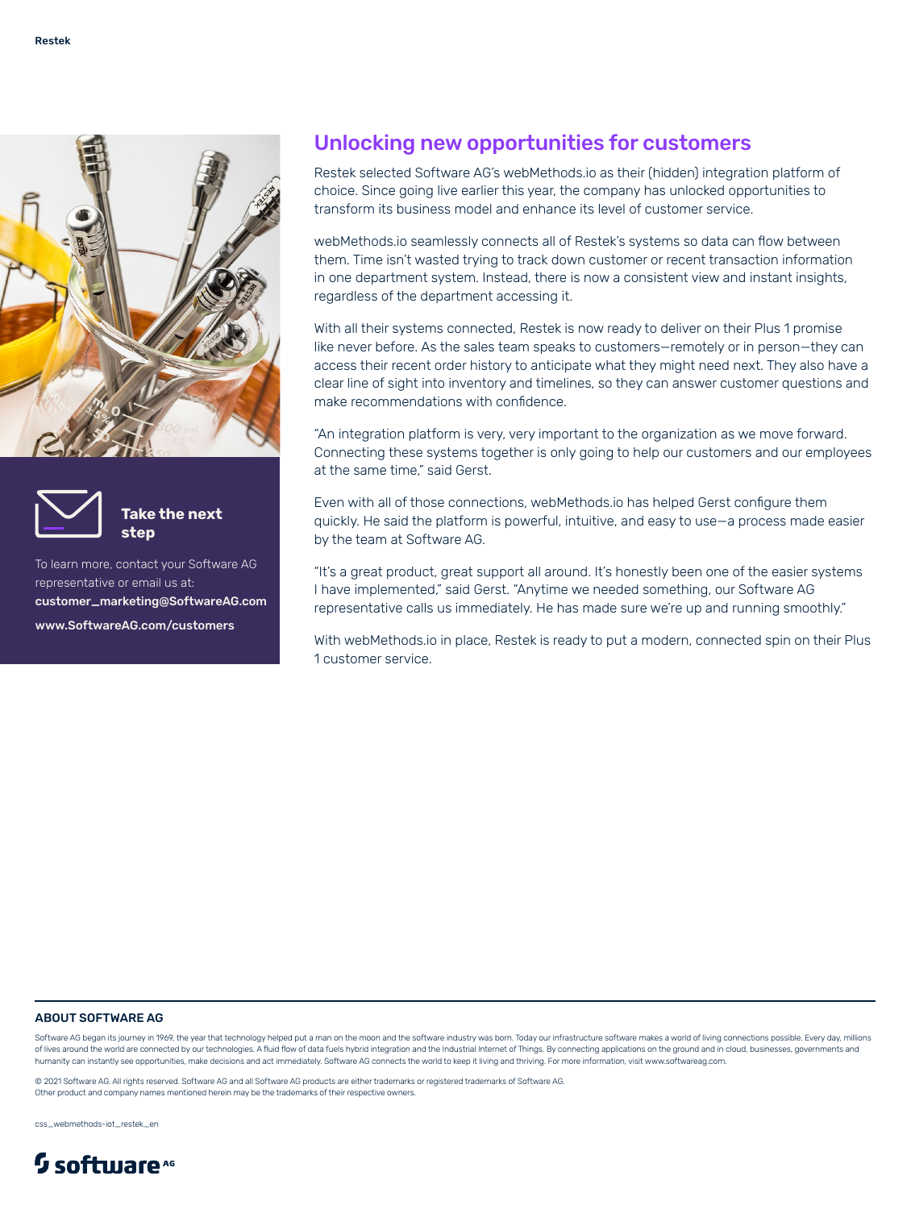## Unlocking new opportunities for customers

Restek selected Software AG's webMethods.io as their (hidden) integration platform of choice. Since going live earlier this year, the company has unlocked opportunities to transform its business model and enhance its level of customer service.

webMethods.io seamlessly connects all of Restek's systems so data can flow between them. Time isn't wasted trying to track down customer or recent transaction information in one department system. Instead, there is now a consistent view and instant insights, regardless of the department accessing it.

With all their systems connected, Restek is now ready to deliver on their Plus 1 promise like never before. As the sales team speaks to customers—remotely or in person—they can access their recent order history to anticipate what they might need next. They also have a clear line of sight into inventory and timelines, so they can answer customer questions and make recommendations with confidence.

"An integration platform is very, very important to the organization as we move forward. Connecting these systems together is only going to help our customers and our employees at the same time," said Gerst.

Even with all of those connections, webMethods.io has helped Gerst configure them quickly. He said the platform is powerful, intuitive, and easy to use—a process made easier by the team at Software AG.

"It's a great product, great support all around. It's honestly been one of the easier systems I have implemented," said Gerst. "Anytime we needed something, our Software AG representative calls us immediately. He has made sure we're up and running smoothly."

With webMethods.io in place, Restek is ready to put a modern, connected spin on their Plus 1 customer service.

**Take the next step**

To learn more, contact your Software AG representative or email us at:
**customer_marketing@SoftwareAG.com**

**www.SoftwareAG.com/customers**

### ABOUT SOFTWARE AG

Software AG began its journey in 1969, the year that technology helped put a man on the moon and the software industry was born. Today our infrastructure software makes a world of living connections possible. Every day, millions of lives around the world are connected by our technologies. A fluid flow of data fuels hybrid integration and the Industrial Internet of Things. By connecting applications on the ground and in cloud, businesses, governments and humanity can instantly see opportunities, make decisions and act immediately. Software AG connects the world to keep it living and thriving. For more information, visit www.softwareag.com.

© 2021 Software AG. All rights reserved. Software AG and all Software AG products are either trademarks or registered trademarks of Software AG.
Other product and company names mentioned herein may be the trademarks of their respective owners.

css_webmethods-iot_restek_en